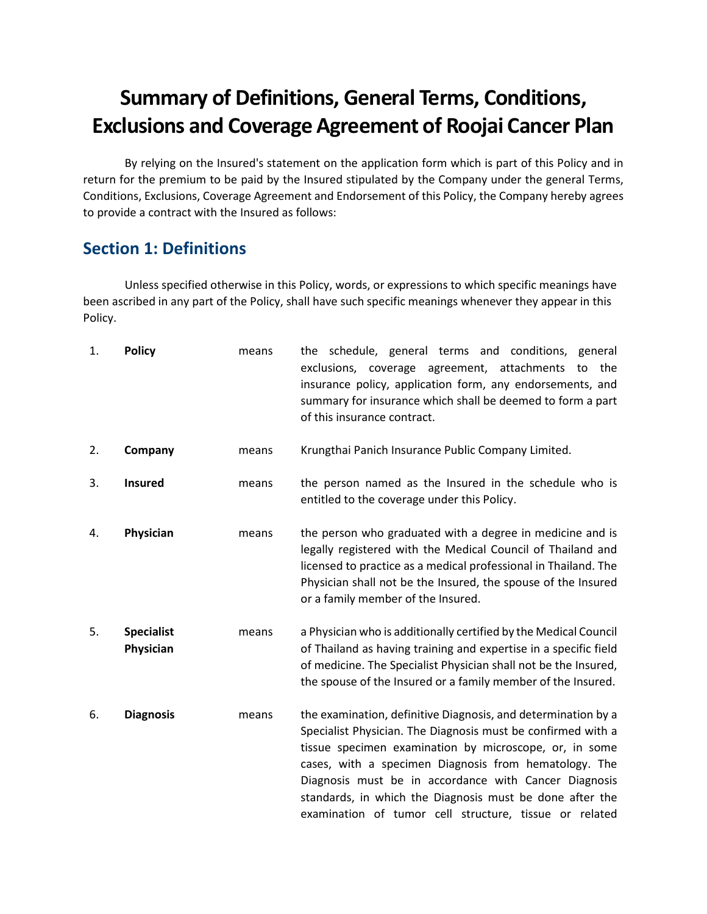# Summary of Definitions, General Terms, Conditions, Exclusions and Coverage Agreement of Roojai Cancer Plan

By relying on the Insured's statement on the application form which is part of this Policy and in return for the premium to be paid by the Insured stipulated by the Company under the general Terms, Conditions, Exclusions, Coverage Agreement and Endorsement of this Policy, the Company hereby agrees to provide a contract with the Insured as follows:

## Section 1: Definitions

Unless specified otherwise in this Policy, words, or expressions to which specific meanings have been ascribed in any part of the Policy, shall have such specific meanings whenever they appear in this Policy.

| | | | |
|---|---|---|---|
| 1. | **Policy** | means | the schedule, general terms and conditions, general exclusions, coverage agreement, attachments to the insurance policy, application form, any endorsements, and summary for insurance which shall be deemed to form a part of this insurance contract. |
| 2. | **Company** | means | Krungthai Panich Insurance Public Company Limited. |
| 3. | **Insured** | means | the person named as the Insured in the schedule who is entitled to the coverage under this Policy. |
| 4. | **Physician** | means | the person who graduated with a degree in medicine and is legally registered with the Medical Council of Thailand and licensed to practice as a medical professional in Thailand. The Physician shall not be the Insured, the spouse of the Insured or a family member of the Insured. |
| 5. | **Specialist Physician** | means | a Physician who is additionally certified by the Medical Council of Thailand as having training and expertise in a specific field of medicine. The Specialist Physician shall not be the Insured, the spouse of the Insured or a family member of the Insured. |
| 6. | **Diagnosis** | means | the examination, definitive Diagnosis, and determination by a Specialist Physician. The Diagnosis must be confirmed with a tissue specimen examination by microscope, or, in some cases, with a specimen Diagnosis from hematology. The Diagnosis must be in accordance with Cancer Diagnosis standards, in which the Diagnosis must be done after the examination of tumor cell structure, tissue or related |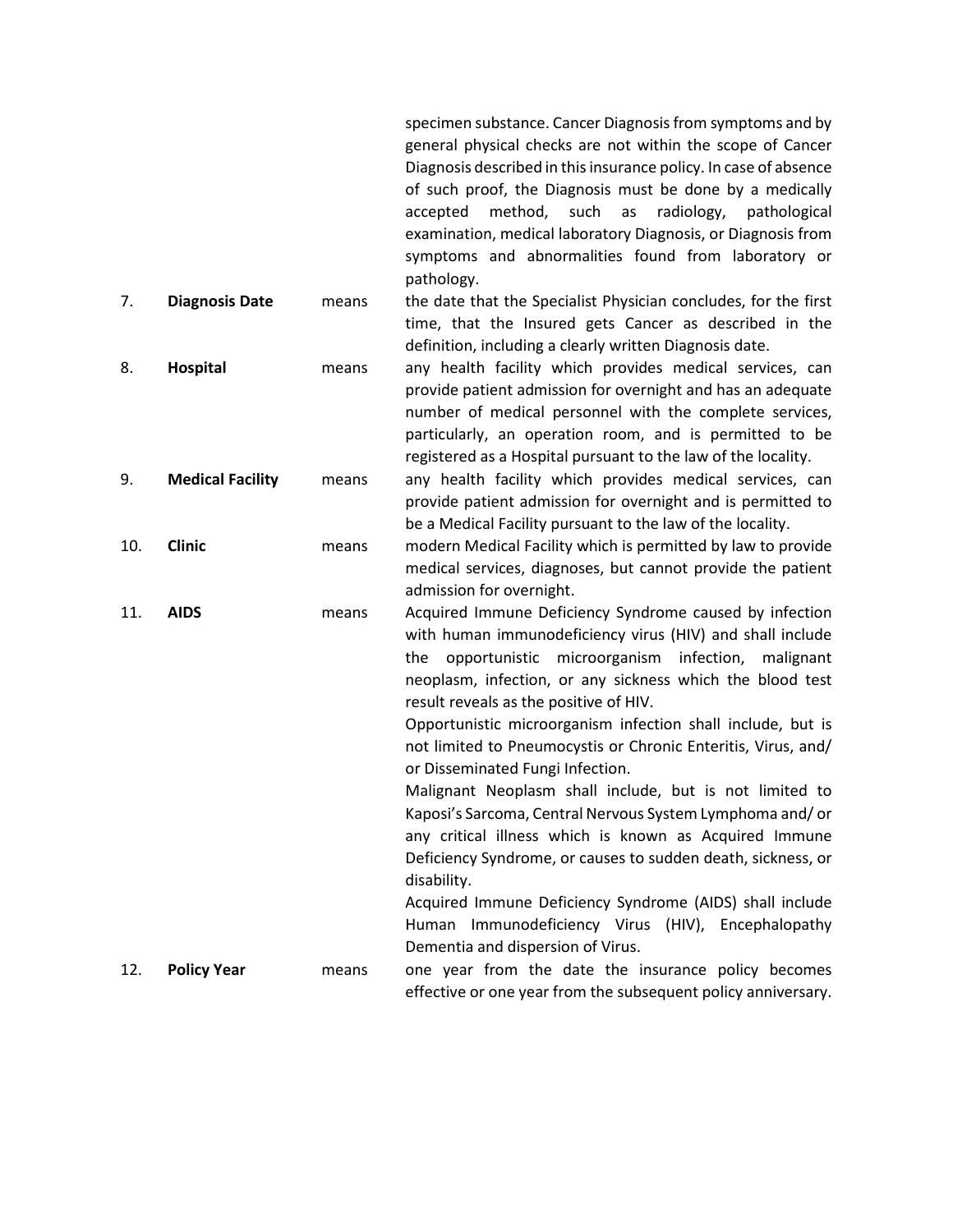specimen substance. Cancer Diagnosis from symptoms and by general physical checks are not within the scope of Cancer Diagnosis described in this insurance policy. In case of absence of such proof, the Diagnosis must be done by a medically accepted method, such as radiology, pathological examination, medical laboratory Diagnosis, or Diagnosis from symptoms and abnormalities found from laboratory or pathology.

| | | | |
|---|---|---|---|
| 7. | **Diagnosis Date** | means | the date that the Specialist Physician concludes, for the first time, that the Insured gets Cancer as described in the definition, including a clearly written Diagnosis date. |
| 8. | **Hospital** | means | any health facility which provides medical services, can provide patient admission for overnight and has an adequate number of medical personnel with the complete services, particularly, an operation room, and is permitted to be registered as a Hospital pursuant to the law of the locality. |
| 9. | **Medical Facility** | means | any health facility which provides medical services, can provide patient admission for overnight and is permitted to be a Medical Facility pursuant to the law of the locality. |
| 10. | **Clinic** | means | modern Medical Facility which is permitted by law to provide medical services, diagnoses, but cannot provide the patient admission for overnight. |
| 11. | **AIDS** | means | Acquired Immune Deficiency Syndrome caused by infection with human immunodeficiency virus (HIV) and shall include the opportunistic microorganism infection, malignant neoplasm, infection, or any sickness which the blood test result reveals as the positive of HIV.<br>Opportunistic microorganism infection shall include, but is not limited to Pneumocystis or Chronic Enteritis, Virus, and/ or Disseminated Fungi Infection.<br>Malignant Neoplasm shall include, but is not limited to Kaposi's Sarcoma, Central Nervous System Lymphoma and/ or any critical illness which is known as Acquired Immune Deficiency Syndrome, or causes to sudden death, sickness, or disability.<br>Acquired Immune Deficiency Syndrome (AIDS) shall include Human Immunodeficiency Virus (HIV), Encephalopathy Dementia and dispersion of Virus. |
| 12. | **Policy Year** | means | one year from the date the insurance policy becomes effective or one year from the subsequent policy anniversary. |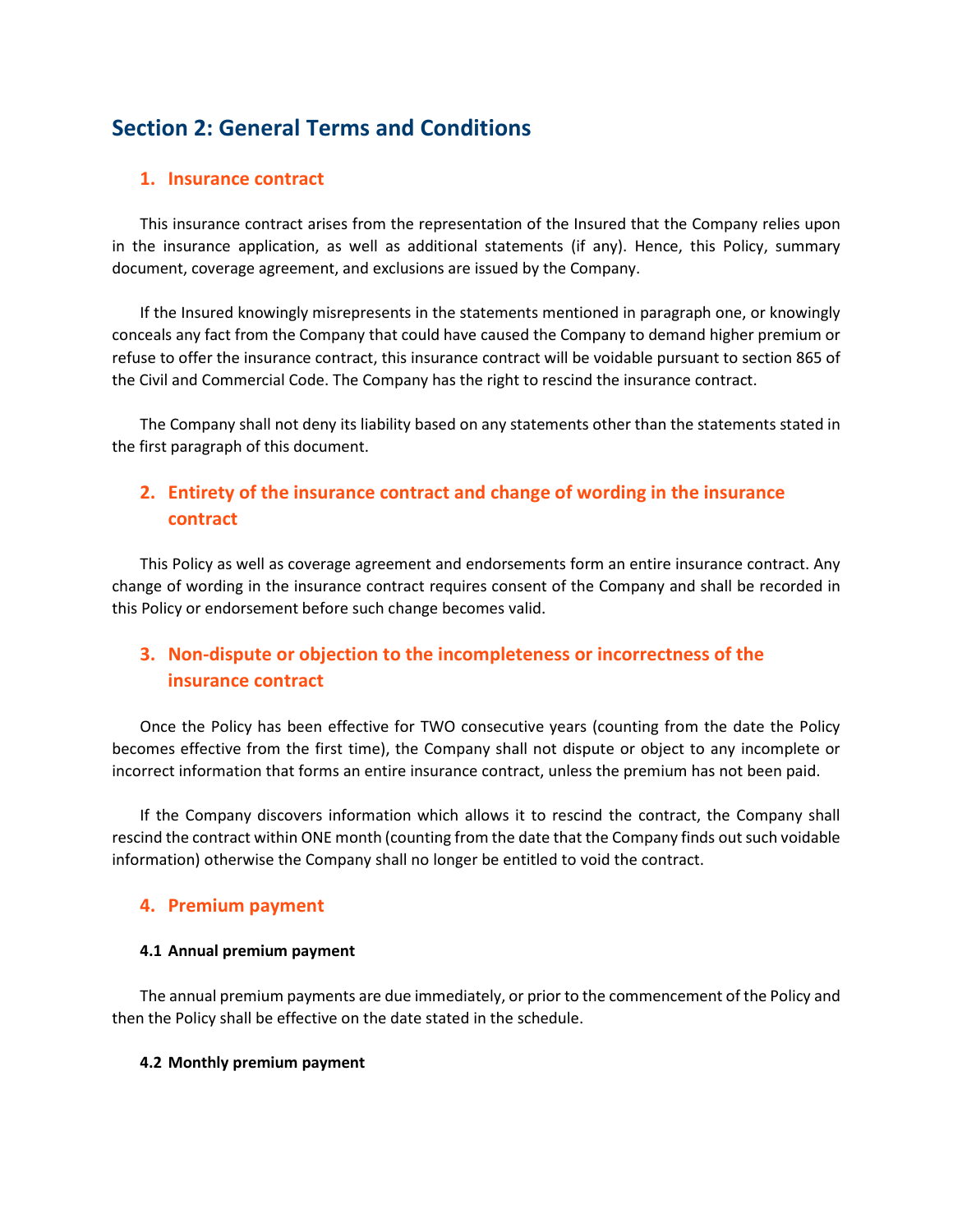## Section 2: General Terms and Conditions

### 1. Insurance contract

This insurance contract arises from the representation of the Insured that the Company relies upon in the insurance application, as well as additional statements (if any). Hence, this Policy, summary document, coverage agreement, and exclusions are issued by the Company.

If the Insured knowingly misrepresents in the statements mentioned in paragraph one, or knowingly conceals any fact from the Company that could have caused the Company to demand higher premium or refuse to offer the insurance contract, this insurance contract will be voidable pursuant to section 865 of the Civil and Commercial Code. The Company has the right to rescind the insurance contract.

The Company shall not deny its liability based on any statements other than the statements stated in the first paragraph of this document.

### 2. Entirety of the insurance contract and change of wording in the insurance contract

This Policy as well as coverage agreement and endorsements form an entire insurance contract. Any change of wording in the insurance contract requires consent of the Company and shall be recorded in this Policy or endorsement before such change becomes valid.

### 3. Non-dispute or objection to the incompleteness or incorrectness of the insurance contract

Once the Policy has been effective for TWO consecutive years (counting from the date the Policy becomes effective from the first time), the Company shall not dispute or object to any incomplete or incorrect information that forms an entire insurance contract, unless the premium has not been paid.

If the Company discovers information which allows it to rescind the contract, the Company shall rescind the contract within ONE month (counting from the date that the Company finds out such voidable information) otherwise the Company shall no longer be entitled to void the contract.

### 4. Premium payment

#### 4.1 Annual premium payment

The annual premium payments are due immediately, or prior to the commencement of the Policy and then the Policy shall be effective on the date stated in the schedule.

#### 4.2 Monthly premium payment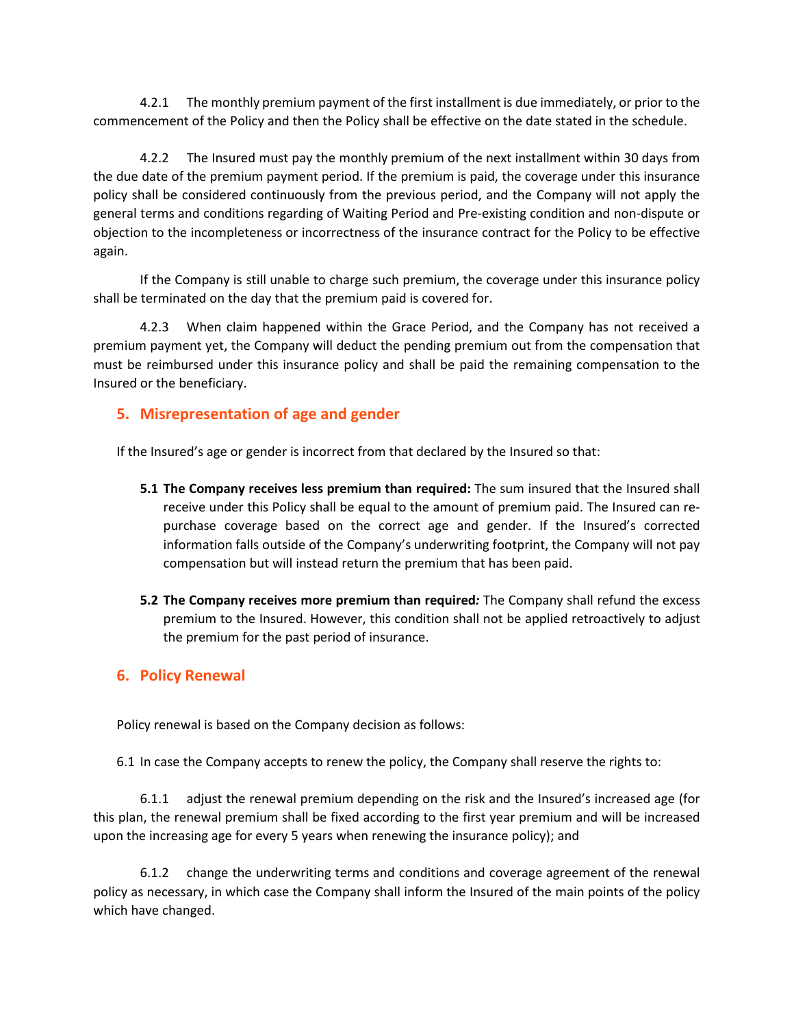4.2.1 The monthly premium payment of the first installment is due immediately, or prior to the commencement of the Policy and then the Policy shall be effective on the date stated in the schedule.

4.2.2 The Insured must pay the monthly premium of the next installment within 30 days from the due date of the premium payment period. If the premium is paid, the coverage under this insurance policy shall be considered continuously from the previous period, and the Company will not apply the general terms and conditions regarding of Waiting Period and Pre-existing condition and non-dispute or objection to the incompleteness or incorrectness of the insurance contract for the Policy to be effective again.

If the Company is still unable to charge such premium, the coverage under this insurance policy shall be terminated on the day that the premium paid is covered for.

4.2.3 When claim happened within the Grace Period, and the Company has not received a premium payment yet, the Company will deduct the pending premium out from the compensation that must be reimbursed under this insurance policy and shall be paid the remaining compensation to the Insured or the beneficiary.

## 5. Misrepresentation of age and gender

If the Insured's age or gender is incorrect from that declared by the Insured so that:

**5.1 The Company receives less premium than required:** The sum insured that the Insured shall receive under this Policy shall be equal to the amount of premium paid. The Insured can re-purchase coverage based on the correct age and gender. If the Insured's corrected information falls outside of the Company's underwriting footprint, the Company will not pay compensation but will instead return the premium that has been paid.

**5.2 The Company receives more premium than required***:* The Company shall refund the excess premium to the Insured. However, this condition shall not be applied retroactively to adjust the premium for the past period of insurance.

## 6. Policy Renewal

Policy renewal is based on the Company decision as follows:

6.1 In case the Company accepts to renew the policy, the Company shall reserve the rights to:

6.1.1 adjust the renewal premium depending on the risk and the Insured's increased age (for this plan, the renewal premium shall be fixed according to the first year premium and will be increased upon the increasing age for every 5 years when renewing the insurance policy); and

6.1.2 change the underwriting terms and conditions and coverage agreement of the renewal policy as necessary, in which case the Company shall inform the Insured of the main points of the policy which have changed.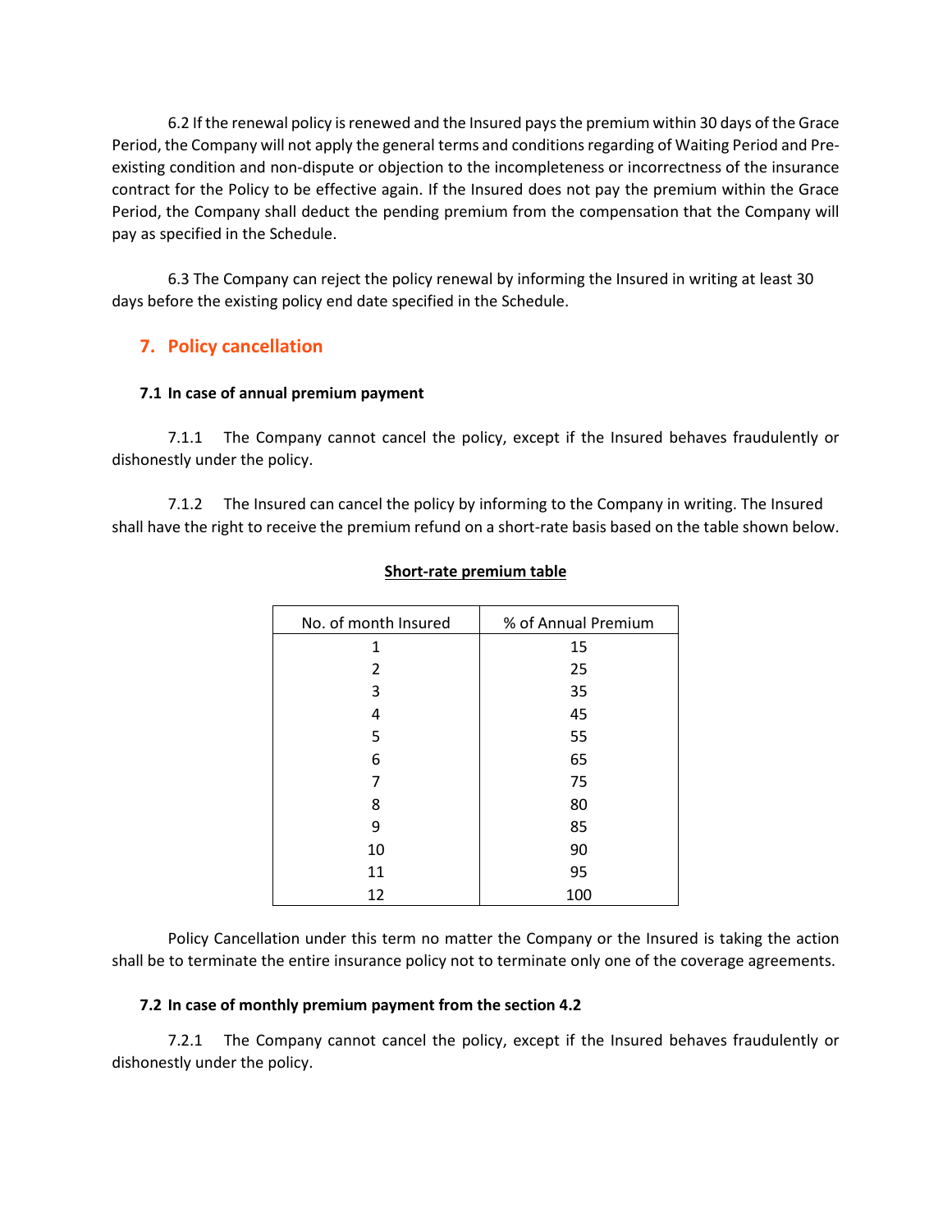6.2 If the renewal policy is renewed and the Insured pays the premium within 30 days of the Grace Period, the Company will not apply the general terms and conditions regarding of Waiting Period and Pre-existing condition and non-dispute or objection to the incompleteness or incorrectness of the insurance contract for the Policy to be effective again. If the Insured does not pay the premium within the Grace Period, the Company shall deduct the pending premium from the compensation that the Company will pay as specified in the Schedule.

6.3 The Company can reject the policy renewal by informing the Insured in writing at least 30 days before the existing policy end date specified in the Schedule.

## 7. Policy cancellation

### 7.1 In case of annual premium payment

7.1.1 The Company cannot cancel the policy, except if the Insured behaves fraudulently or dishonestly under the policy.

7.1.2 The Insured can cancel the policy by informing to the Company in writing. The Insured shall have the right to receive the premium refund on a short-rate basis based on the table shown below.

**Short-rate premium table**

| No. of month Insured | % of Annual Premium |
|---|---|
| 1 | 15 |
| 2 | 25 |
| 3 | 35 |
| 4 | 45 |
| 5 | 55 |
| 6 | 65 |
| 7 | 75 |
| 8 | 80 |
| 9 | 85 |
| 10 | 90 |
| 11 | 95 |
| 12 | 100 |

Policy Cancellation under this term no matter the Company or the Insured is taking the action shall be to terminate the entire insurance policy not to terminate only one of the coverage agreements.

### 7.2 In case of monthly premium payment from the section 4.2

7.2.1 The Company cannot cancel the policy, except if the Insured behaves fraudulently or dishonestly under the policy.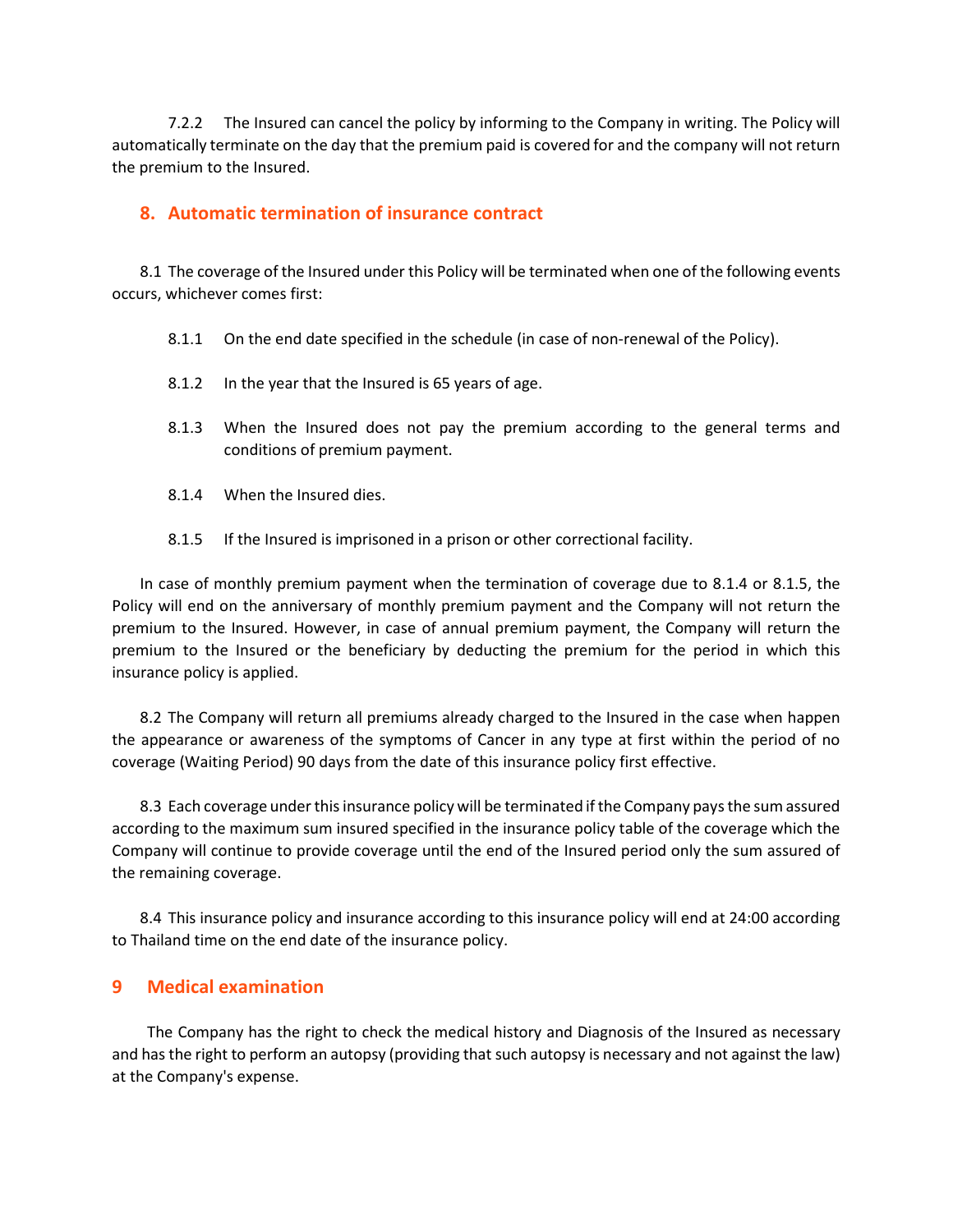7.2.2 The Insured can cancel the policy by informing to the Company in writing. The Policy will automatically terminate on the day that the premium paid is covered for and the company will not return the premium to the Insured.

## 8. Automatic termination of insurance contract

8.1 The coverage of the Insured under this Policy will be terminated when one of the following events occurs, whichever comes first:

8.1.1 On the end date specified in the schedule (in case of non-renewal of the Policy).

8.1.2 In the year that the Insured is 65 years of age.

8.1.3 When the Insured does not pay the premium according to the general terms and conditions of premium payment.

8.1.4 When the Insured dies.

8.1.5 If the Insured is imprisoned in a prison or other correctional facility.

In case of monthly premium payment when the termination of coverage due to 8.1.4 or 8.1.5, the Policy will end on the anniversary of monthly premium payment and the Company will not return the premium to the Insured. However, in case of annual premium payment, the Company will return the premium to the Insured or the beneficiary by deducting the premium for the period in which this insurance policy is applied.

8.2 The Company will return all premiums already charged to the Insured in the case when happen the appearance or awareness of the symptoms of Cancer in any type at first within the period of no coverage (Waiting Period) 90 days from the date of this insurance policy first effective.

8.3 Each coverage under this insurance policy will be terminated if the Company pays the sum assured according to the maximum sum insured specified in the insurance policy table of the coverage which the Company will continue to provide coverage until the end of the Insured period only the sum assured of the remaining coverage.

8.4 This insurance policy and insurance according to this insurance policy will end at 24:00 according to Thailand time on the end date of the insurance policy.

## 9 Medical examination

The Company has the right to check the medical history and Diagnosis of the Insured as necessary and has the right to perform an autopsy (providing that such autopsy is necessary and not against the law) at the Company's expense.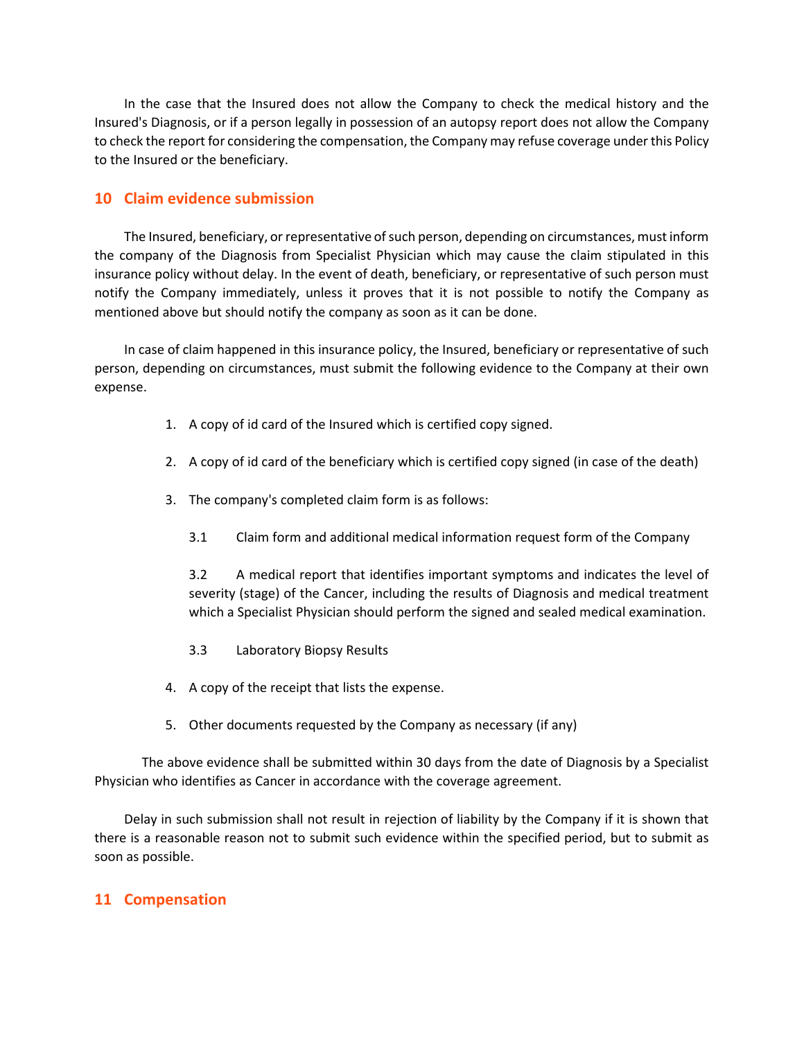In the case that the Insured does not allow the Company to check the medical history and the Insured's Diagnosis, or if a person legally in possession of an autopsy report does not allow the Company to check the report for considering the compensation, the Company may refuse coverage under this Policy to the Insured or the beneficiary.

## 10 Claim evidence submission

The Insured, beneficiary, or representative of such person, depending on circumstances, must inform the company of the Diagnosis from Specialist Physician which may cause the claim stipulated in this insurance policy without delay. In the event of death, beneficiary, or representative of such person must notify the Company immediately, unless it proves that it is not possible to notify the Company as mentioned above but should notify the company as soon as it can be done.

In case of claim happened in this insurance policy, the Insured, beneficiary or representative of such person, depending on circumstances, must submit the following evidence to the Company at their own expense.

1. A copy of id card of the Insured which is certified copy signed.
2. A copy of id card of the beneficiary which is certified copy signed (in case of the death)
3. The company's completed claim form is as follows:

   3.1 Claim form and additional medical information request form of the Company

   3.2 A medical report that identifies important symptoms and indicates the level of severity (stage) of the Cancer, including the results of Diagnosis and medical treatment which a Specialist Physician should perform the signed and sealed medical examination.

   3.3 Laboratory Biopsy Results
4. A copy of the receipt that lists the expense.
5. Other documents requested by the Company as necessary (if any)

The above evidence shall be submitted within 30 days from the date of Diagnosis by a Specialist Physician who identifies as Cancer in accordance with the coverage agreement.

Delay in such submission shall not result in rejection of liability by the Company if it is shown that there is a reasonable reason not to submit such evidence within the specified period, but to submit as soon as possible.

## 11 Compensation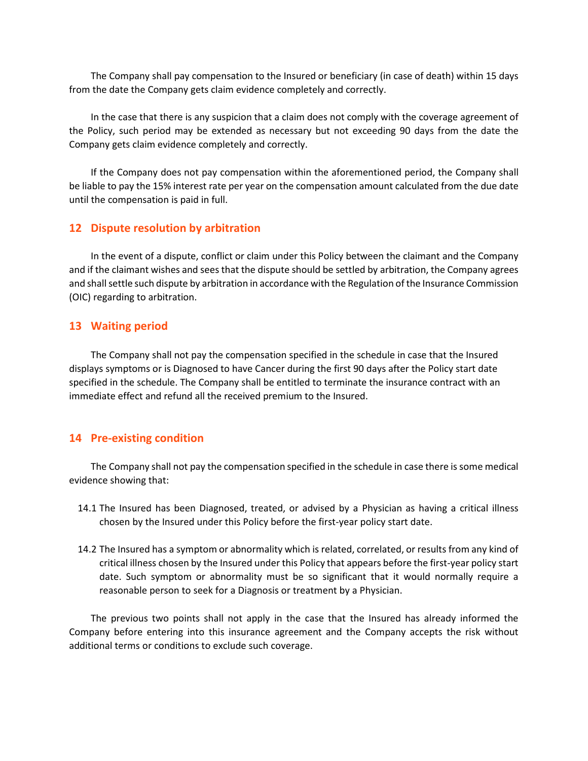The Company shall pay compensation to the Insured or beneficiary (in case of death) within 15 days from the date the Company gets claim evidence completely and correctly.

In the case that there is any suspicion that a claim does not comply with the coverage agreement of the Policy, such period may be extended as necessary but not exceeding 90 days from the date the Company gets claim evidence completely and correctly.

If the Company does not pay compensation within the aforementioned period, the Company shall be liable to pay the 15% interest rate per year on the compensation amount calculated from the due date until the compensation is paid in full.

## 12 Dispute resolution by arbitration

In the event of a dispute, conflict or claim under this Policy between the claimant and the Company and if the claimant wishes and sees that the dispute should be settled by arbitration, the Company agrees and shall settle such dispute by arbitration in accordance with the Regulation of the Insurance Commission (OIC) regarding to arbitration.

## 13 Waiting period

The Company shall not pay the compensation specified in the schedule in case that the Insured displays symptoms or is Diagnosed to have Cancer during the first 90 days after the Policy start date specified in the schedule. The Company shall be entitled to terminate the insurance contract with an immediate effect and refund all the received premium to the Insured.

## 14 Pre-existing condition

The Company shall not pay the compensation specified in the schedule in case there is some medical evidence showing that:

14.1 The Insured has been Diagnosed, treated, or advised by a Physician as having a critical illness chosen by the Insured under this Policy before the first-year policy start date.

14.2 The Insured has a symptom or abnormality which is related, correlated, or results from any kind of critical illness chosen by the Insured under this Policy that appears before the first-year policy start date. Such symptom or abnormality must be so significant that it would normally require a reasonable person to seek for a Diagnosis or treatment by a Physician.

The previous two points shall not apply in the case that the Insured has already informed the Company before entering into this insurance agreement and the Company accepts the risk without additional terms or conditions to exclude such coverage.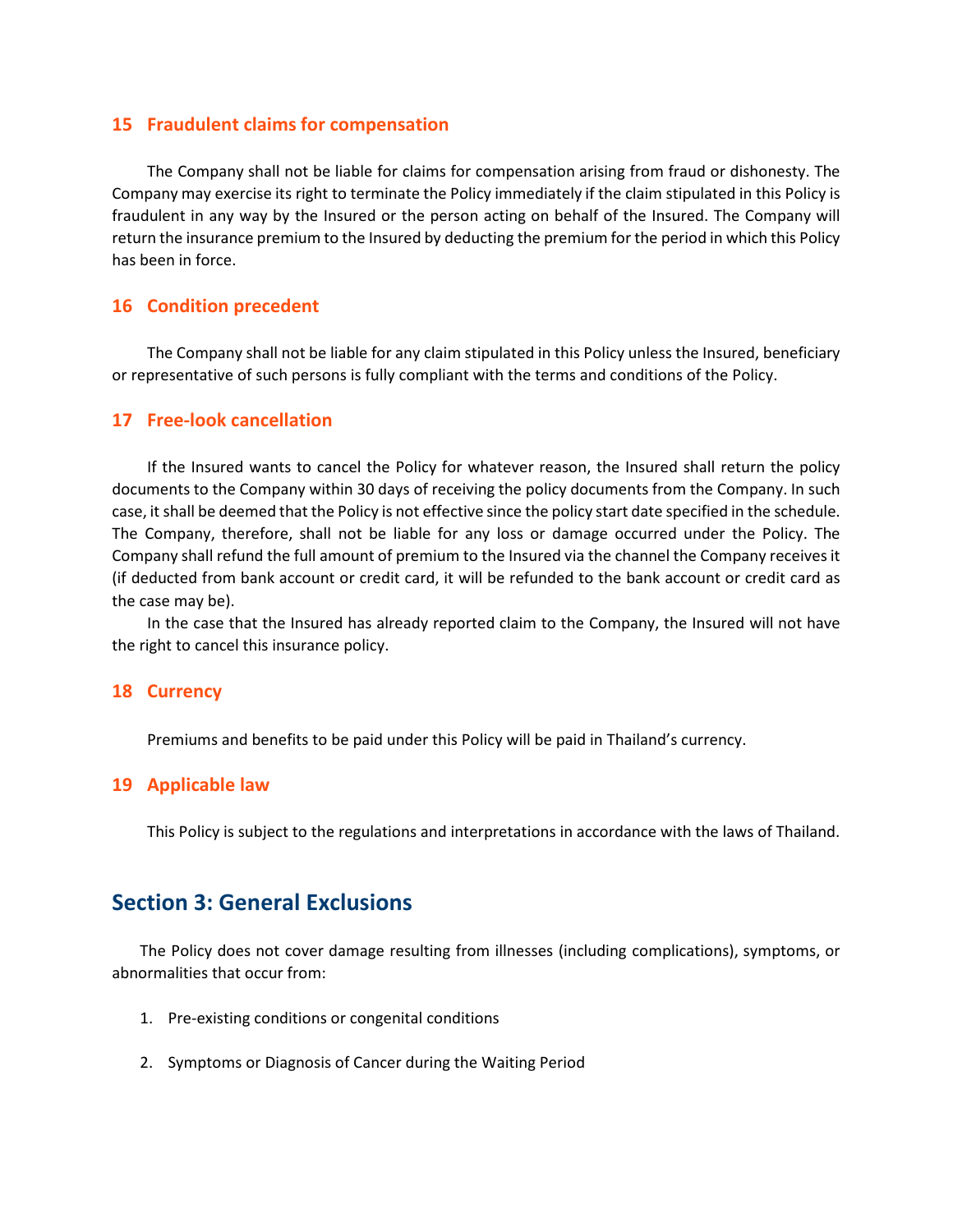### 15 Fraudulent claims for compensation

The Company shall not be liable for claims for compensation arising from fraud or dishonesty. The Company may exercise its right to terminate the Policy immediately if the claim stipulated in this Policy is fraudulent in any way by the Insured or the person acting on behalf of the Insured. The Company will return the insurance premium to the Insured by deducting the premium for the period in which this Policy has been in force.

### 16 Condition precedent

The Company shall not be liable for any claim stipulated in this Policy unless the Insured, beneficiary or representative of such persons is fully compliant with the terms and conditions of the Policy.

### 17 Free-look cancellation

If the Insured wants to cancel the Policy for whatever reason, the Insured shall return the policy documents to the Company within 30 days of receiving the policy documents from the Company. In such case, it shall be deemed that the Policy is not effective since the policy start date specified in the schedule. The Company, therefore, shall not be liable for any loss or damage occurred under the Policy. The Company shall refund the full amount of premium to the Insured via the channel the Company receives it (if deducted from bank account or credit card, it will be refunded to the bank account or credit card as the case may be).

In the case that the Insured has already reported claim to the Company, the Insured will not have the right to cancel this insurance policy.

### 18 Currency

Premiums and benefits to be paid under this Policy will be paid in Thailand's currency.

### 19 Applicable law

This Policy is subject to the regulations and interpretations in accordance with the laws of Thailand.

## Section 3: General Exclusions

The Policy does not cover damage resulting from illnesses (including complications), symptoms, or abnormalities that occur from:

1. Pre-existing conditions or congenital conditions
2. Symptoms or Diagnosis of Cancer during the Waiting Period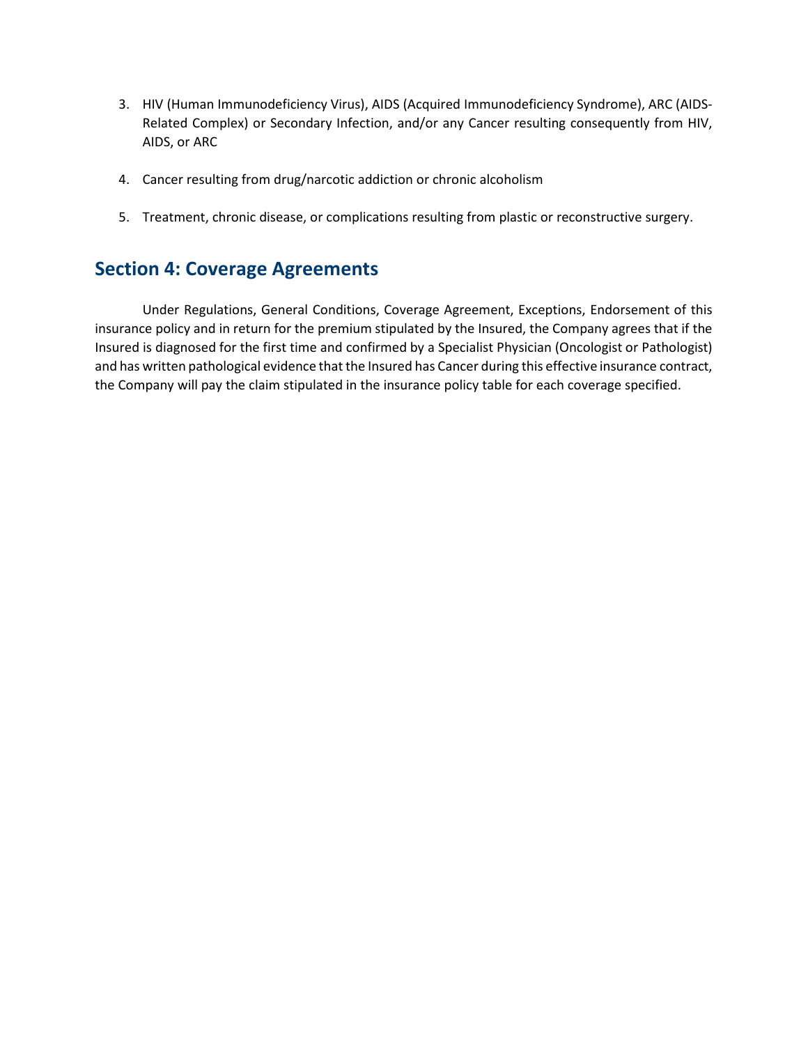3. HIV (Human Immunodeficiency Virus), AIDS (Acquired Immunodeficiency Syndrome), ARC (AIDS-Related Complex) or Secondary Infection, and/or any Cancer resulting consequently from HIV, AIDS, or ARC

4. Cancer resulting from drug/narcotic addiction or chronic alcoholism

5. Treatment, chronic disease, or complications resulting from plastic or reconstructive surgery.

## Section 4: Coverage Agreements

Under Regulations, General Conditions, Coverage Agreement, Exceptions, Endorsement of this insurance policy and in return for the premium stipulated by the Insured, the Company agrees that if the Insured is diagnosed for the first time and confirmed by a Specialist Physician (Oncologist or Pathologist) and has written pathological evidence that the Insured has Cancer during this effective insurance contract, the Company will pay the claim stipulated in the insurance policy table for each coverage specified.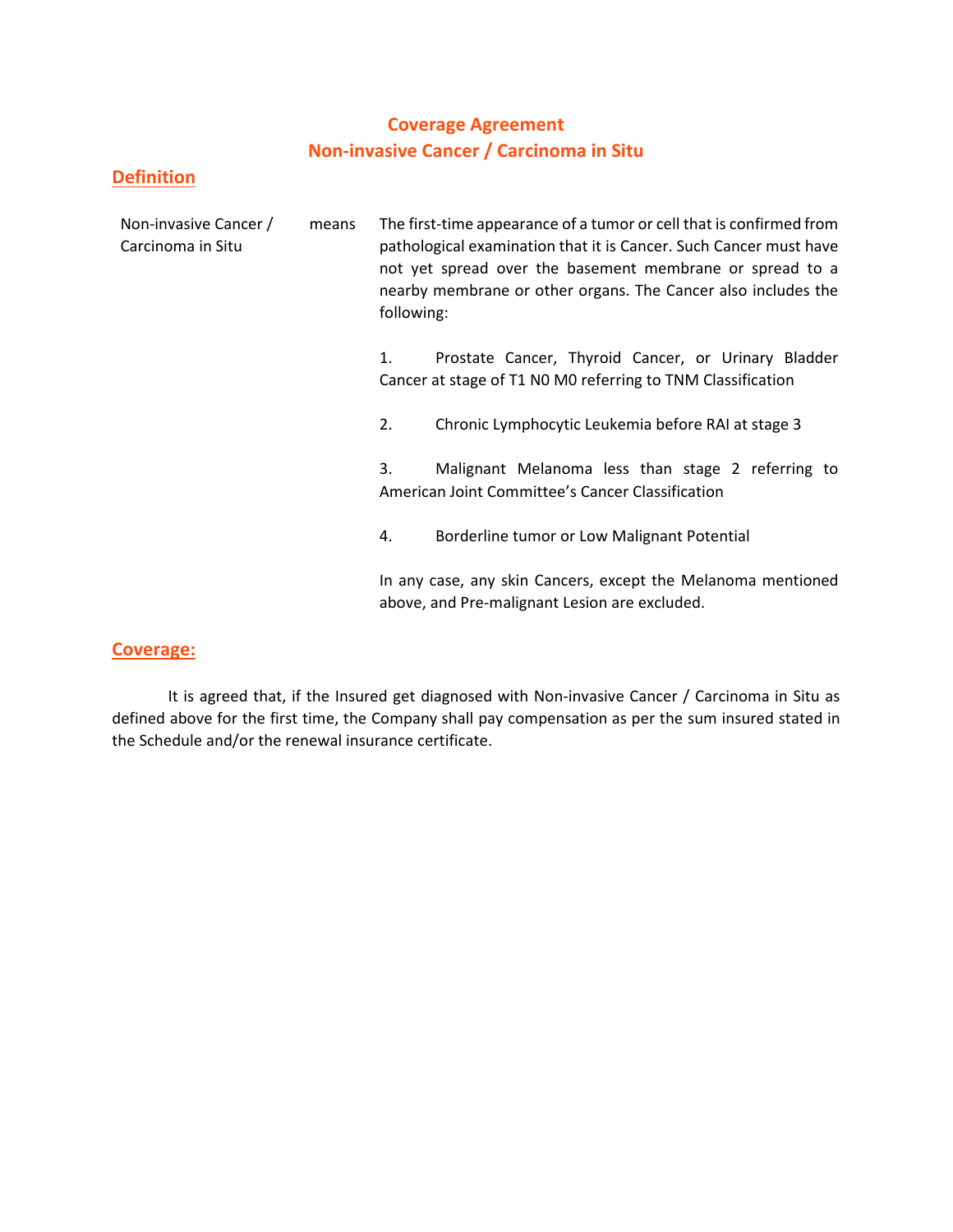# Coverage Agreement
# Non-invasive Cancer / Carcinoma in Situ

## Definition

| | | |
|---|---|---|
| Non-invasive Cancer / Carcinoma in Situ | means | The first-time appearance of a tumor or cell that is confirmed from pathological examination that it is Cancer. Such Cancer must have not yet spread over the basement membrane or spread to a nearby membrane or other organs. The Cancer also includes the following: |

1. Prostate Cancer, Thyroid Cancer, or Urinary Bladder Cancer at stage of T1 N0 M0 referring to TNM Classification

2. Chronic Lymphocytic Leukemia before RAI at stage 3

3. Malignant Melanoma less than stage 2 referring to American Joint Committee's Cancer Classification

4. Borderline tumor or Low Malignant Potential

In any case, any skin Cancers, except the Melanoma mentioned above, and Pre-malignant Lesion are excluded.

## Coverage:

It is agreed that, if the Insured get diagnosed with Non-invasive Cancer / Carcinoma in Situ as defined above for the first time, the Company shall pay compensation as per the sum insured stated in the Schedule and/or the renewal insurance certificate.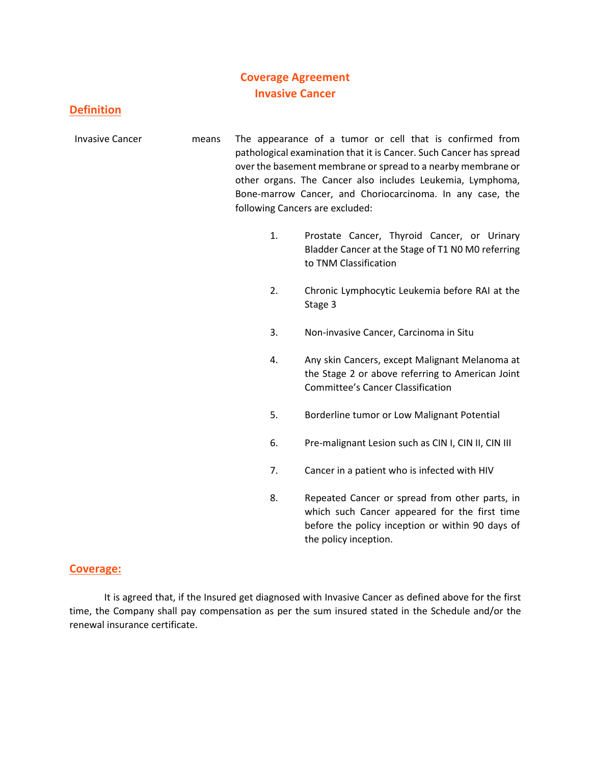# Coverage Agreement
# Invasive Cancer

## Definition

Invasive Cancer means The appearance of a tumor or cell that is confirmed from pathological examination that it is Cancer. Such Cancer has spread over the basement membrane or spread to a nearby membrane or other organs. The Cancer also includes Leukemia, Lymphoma, Bone-marrow Cancer, and Choriocarcinoma. In any case, the following Cancers are excluded:

1. Prostate Cancer, Thyroid Cancer, or Urinary Bladder Cancer at the Stage of T1 N0 M0 referring to TNM Classification
2. Chronic Lymphocytic Leukemia before RAI at the Stage 3
3. Non-invasive Cancer, Carcinoma in Situ
4. Any skin Cancers, except Malignant Melanoma at the Stage 2 or above referring to American Joint Committee's Cancer Classification
5. Borderline tumor or Low Malignant Potential
6. Pre-malignant Lesion such as CIN I, CIN II, CIN III
7. Cancer in a patient who is infected with HIV
8. Repeated Cancer or spread from other parts, in which such Cancer appeared for the first time before the policy inception or within 90 days of the policy inception.

## Coverage:

It is agreed that, if the Insured get diagnosed with Invasive Cancer as defined above for the first time, the Company shall pay compensation as per the sum insured stated in the Schedule and/or the renewal insurance certificate.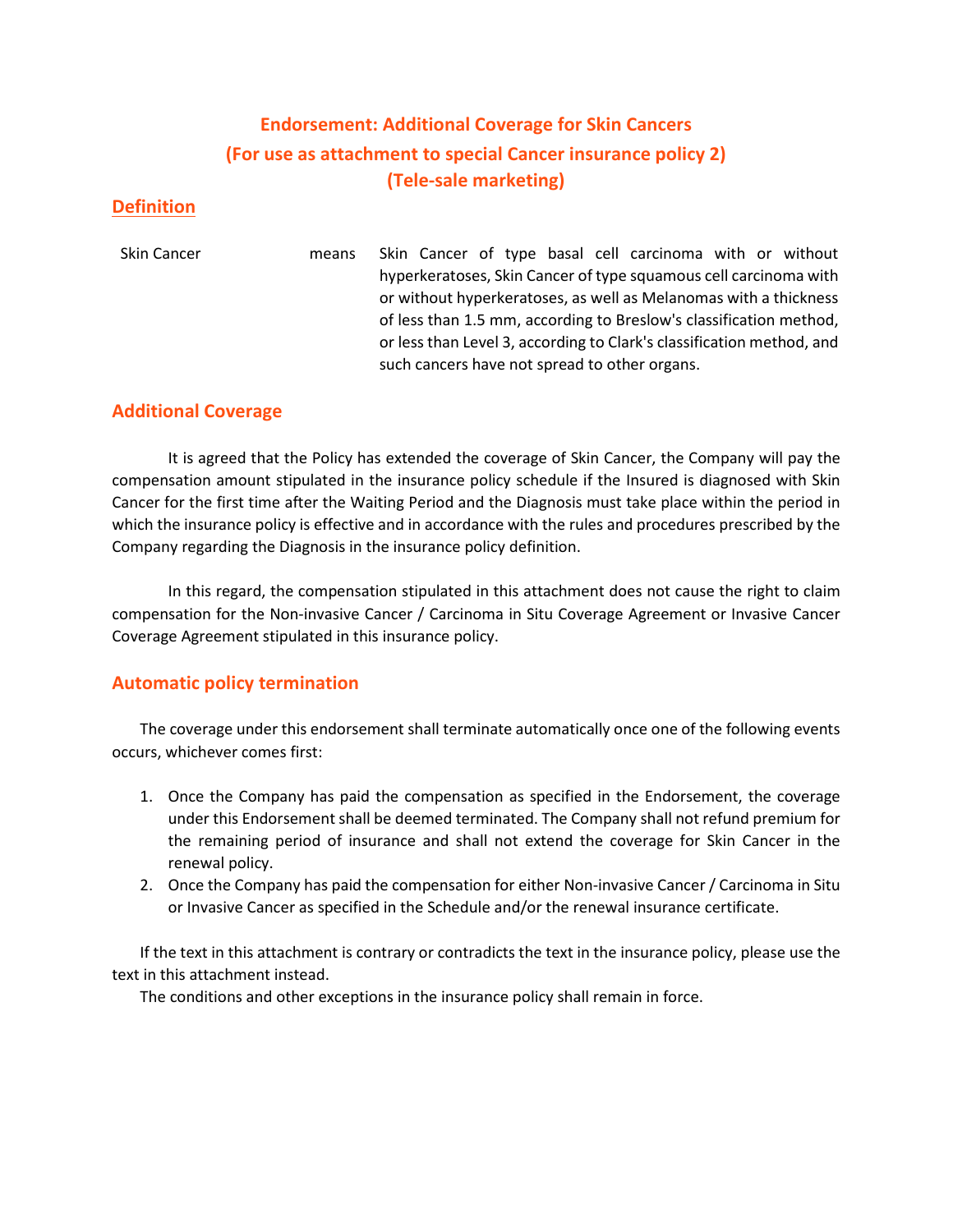# Endorsement: Additional Coverage for Skin Cancers
# (For use as attachment to special Cancer insurance policy 2)
# (Tele-sale marketing)

## Definition

| | | |
|---|---|---|
| Skin Cancer | means | Skin Cancer of type basal cell carcinoma with or without hyperkeratoses, Skin Cancer of type squamous cell carcinoma with or without hyperkeratoses, as well as Melanomas with a thickness of less than 1.5 mm, according to Breslow's classification method, or less than Level 3, according to Clark's classification method, and such cancers have not spread to other organs. |

## Additional Coverage

It is agreed that the Policy has extended the coverage of Skin Cancer, the Company will pay the compensation amount stipulated in the insurance policy schedule if the Insured is diagnosed with Skin Cancer for the first time after the Waiting Period and the Diagnosis must take place within the period in which the insurance policy is effective and in accordance with the rules and procedures prescribed by the Company regarding the Diagnosis in the insurance policy definition.

In this regard, the compensation stipulated in this attachment does not cause the right to claim compensation for the Non-invasive Cancer / Carcinoma in Situ Coverage Agreement or Invasive Cancer Coverage Agreement stipulated in this insurance policy.

## Automatic policy termination

The coverage under this endorsement shall terminate automatically once one of the following events occurs, whichever comes first:

1. Once the Company has paid the compensation as specified in the Endorsement, the coverage under this Endorsement shall be deemed terminated. The Company shall not refund premium for the remaining period of insurance and shall not extend the coverage for Skin Cancer in the renewal policy.
2. Once the Company has paid the compensation for either Non-invasive Cancer / Carcinoma in Situ or Invasive Cancer as specified in the Schedule and/or the renewal insurance certificate.

If the text in this attachment is contrary or contradicts the text in the insurance policy, please use the text in this attachment instead.

The conditions and other exceptions in the insurance policy shall remain in force.